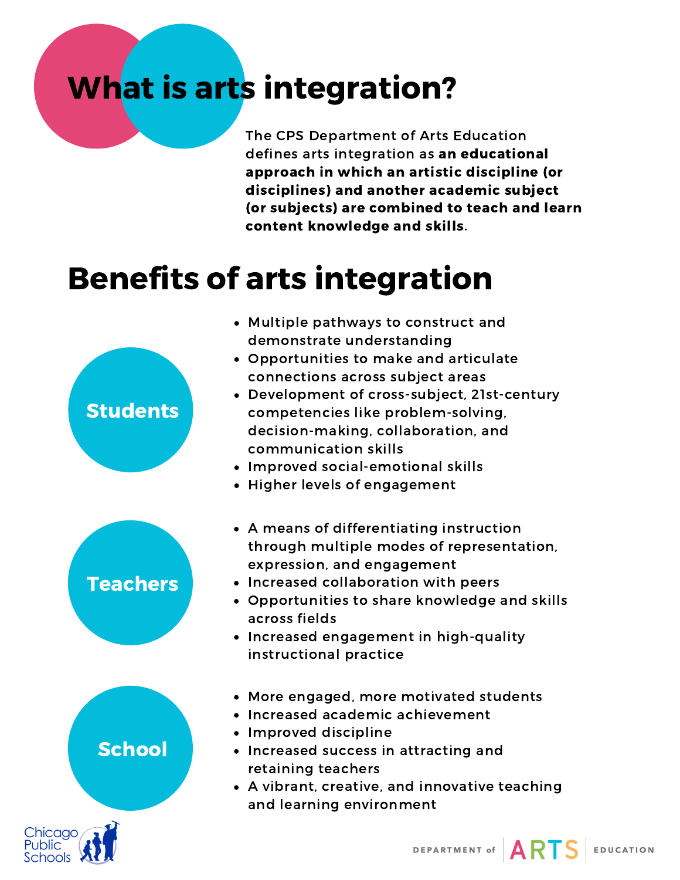# What is arts integration?

The CPS Department of Arts Education defines arts integration as **an educational approach in which an artistic discipline (or disciplines) and another academic subject (or subjects) are combined to teach and learn content knowledge and skills**.

# Benefits of arts integration

## Students

- Multiple pathways to construct and demonstrate understanding
- Opportunities to make and articulate connections across subject areas
- Development of cross-subject, 21st-century competencies like problem-solving, decision-making, collaboration, and communication skills
- Improved social-emotional skills
- Higher levels of engagement

## Teachers

- A means of differentiating instruction through multiple modes of representation, expression, and engagement
- Increased collaboration with peers
- Opportunities to share knowledge and skills across fields
- Increased engagement in high-quality instructional practice

## School

- More engaged, more motivated students
- Increased academic achievement
- Improved discipline
- Increased success in attracting and retaining teachers
- A vibrant, creative, and innovative teaching and learning environment

Chicago Public Schools

DEPARTMENT of ARTS EDUCATION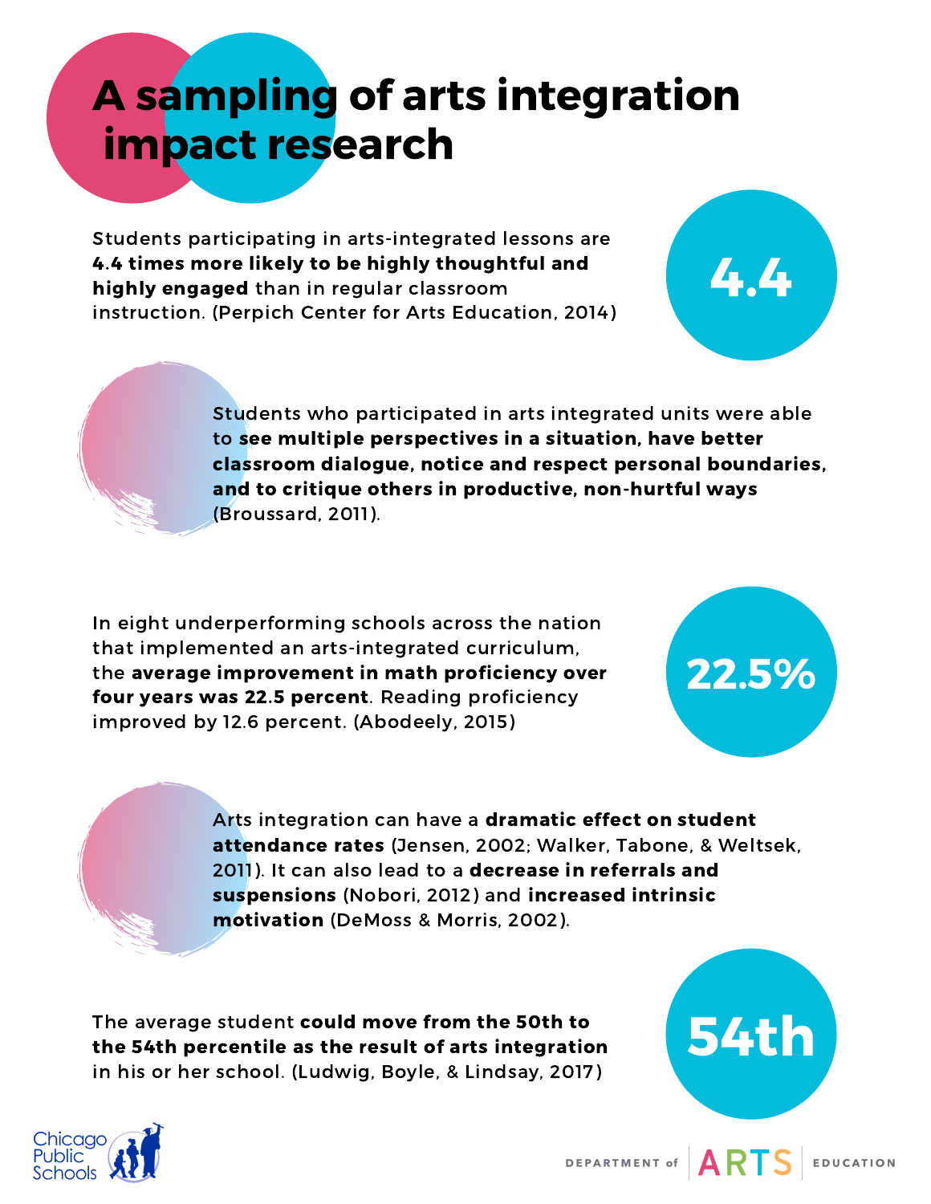# A sampling of arts integration impact research

Students participating in arts-integrated lessons are **4.4 times more likely to be highly thoughtful and highly engaged** than in regular classroom instruction. (Perpich Center for Arts Education, 2014)

**4.4**

Students who participated in arts integrated units were able to **see multiple perspectives in a situation, have better classroom dialogue, notice and respect personal boundaries, and to critique others in productive, non-hurtful ways** (Broussard, 2011).

In eight underperforming schools across the nation that implemented an arts-integrated curriculum, the **average improvement in math proficiency over four years was 22.5 percent**. Reading proficiency improved by 12.6 percent. (Abodeely, 2015)

**22.5%**

Arts integration can have a **dramatic effect on student attendance rates** (Jensen, 2002; Walker, Tabone, & Weltsek, 2011). It can also lead to a **decrease in referrals and suspensions** (Nobori, 2012) and **increased intrinsic motivation** (DeMoss & Morris, 2002).

The average student **could move from the 50th to the 54th percentile as the result of arts integration** in his or her school. (Ludwig, Boyle, & Lindsay, 2017)

**54th**

Chicago Public Schools

DEPARTMENT of ARTS EDUCATION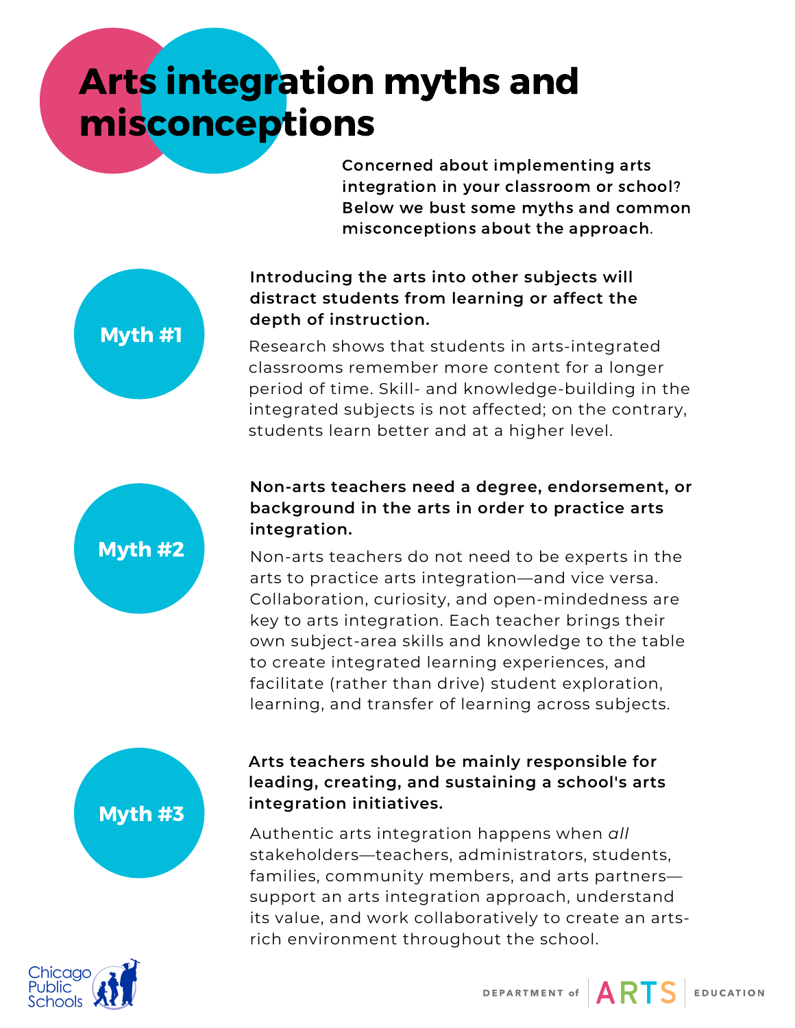# Arts integration myths and misconceptions

**Concerned about implementing arts integration in your classroom or school? Below we bust some myths and common misconceptions about the approach.**

## Myth #1

**Introducing the arts into other subjects will distract students from learning or affect the depth of instruction.**

Research shows that students in arts-integrated classrooms remember more content for a longer period of time. Skill- and knowledge-building in the integrated subjects is not affected; on the contrary, students learn better and at a higher level.

## Myth #2

**Non-arts teachers need a degree, endorsement, or background in the arts in order to practice arts integration.**

Non-arts teachers do not need to be experts in the arts to practice arts integration—and vice versa. Collaboration, curiosity, and open-mindedness are key to arts integration. Each teacher brings their own subject-area skills and knowledge to the table to create integrated learning experiences, and facilitate (rather than drive) student exploration, learning, and transfer of learning across subjects.

## Myth #3

**Arts teachers should be mainly responsible for leading, creating, and sustaining a school's arts integration initiatives.**

Authentic arts integration happens when *all* stakeholders—teachers, administrators, students, families, community members, and arts partners—support an arts integration approach, understand its value, and work collaboratively to create an arts-rich environment throughout the school.

Chicago Public Schools

DEPARTMENT of ARTS EDUCATION